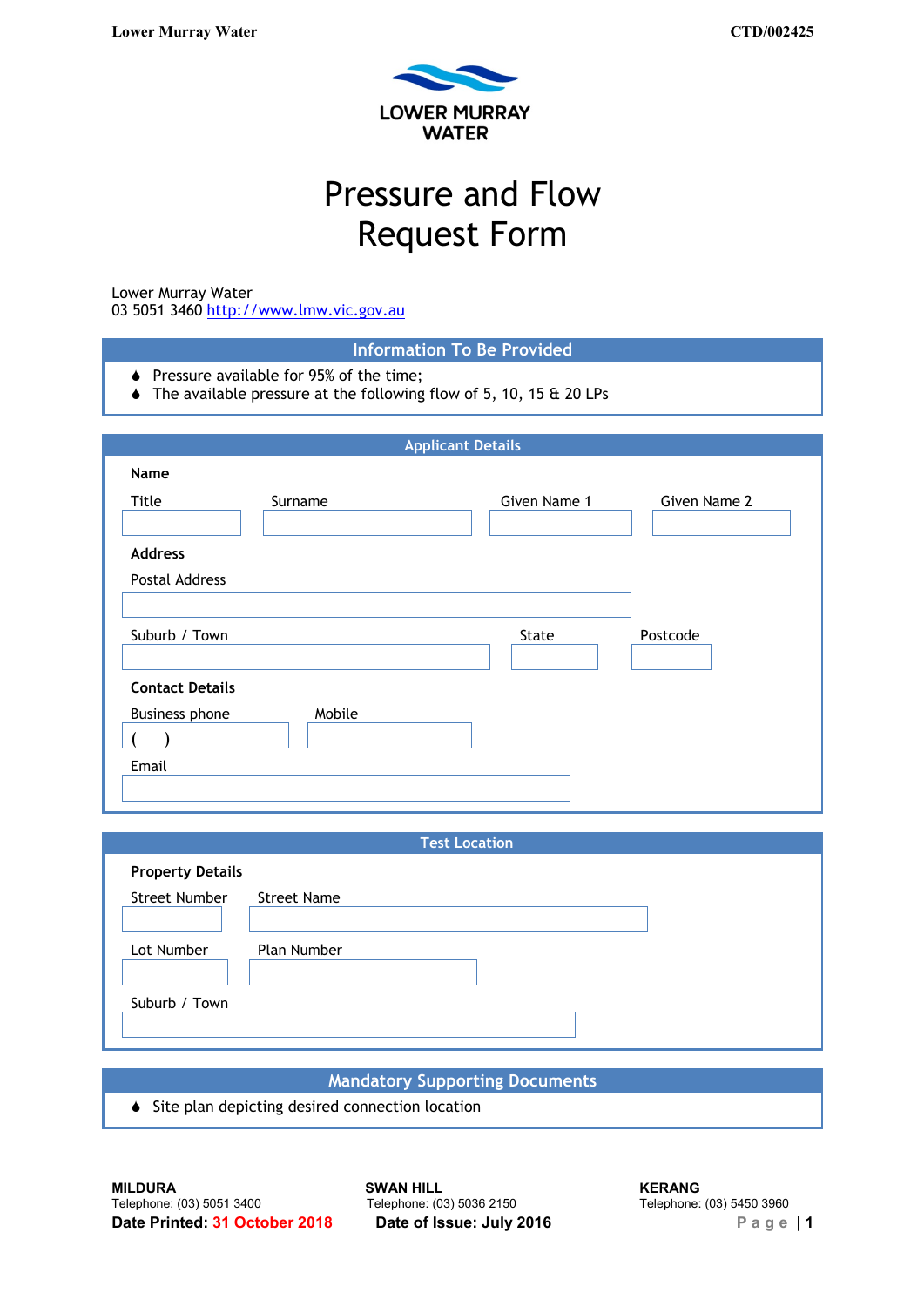# Pressure and Flow Request Form

Lower Murray Water
03 5051 3460 http://www.lmw.vic.gov.au

## Information To Be Provided

- Pressure available for 95% of the time;
- The available pressure at the following flow of 5, 10, 15 & 20 LPs

## Applicant Details

**Name**

| Title | Surname | Given Name 1 | Given Name 2 |
|---|---|---|---|
| | | | |

**Address**

Postal Address

| Suburb / Town | State | Postcode |
|---|---|---|
| | | |

**Contact Details**

| Business phone | Mobile |
|---|---|
| (    ) | |

Email

## Test Location

**Property Details**

| Street Number | Street Name |
|---|---|
| | |

| Lot Number | Plan Number |
|---|---|
| | |

Suburb / Town

## Mandatory Supporting Documents

- Site plan depicting desired connection location

**MILDURA**
Telephone: (03) 5051 3400

**SWAN HILL**
Telephone: (03) 5036 2150

**KERANG**
Telephone: (03) 5450 3960

**Date Printed: 31 October 2018** **Date of Issue: July 2016**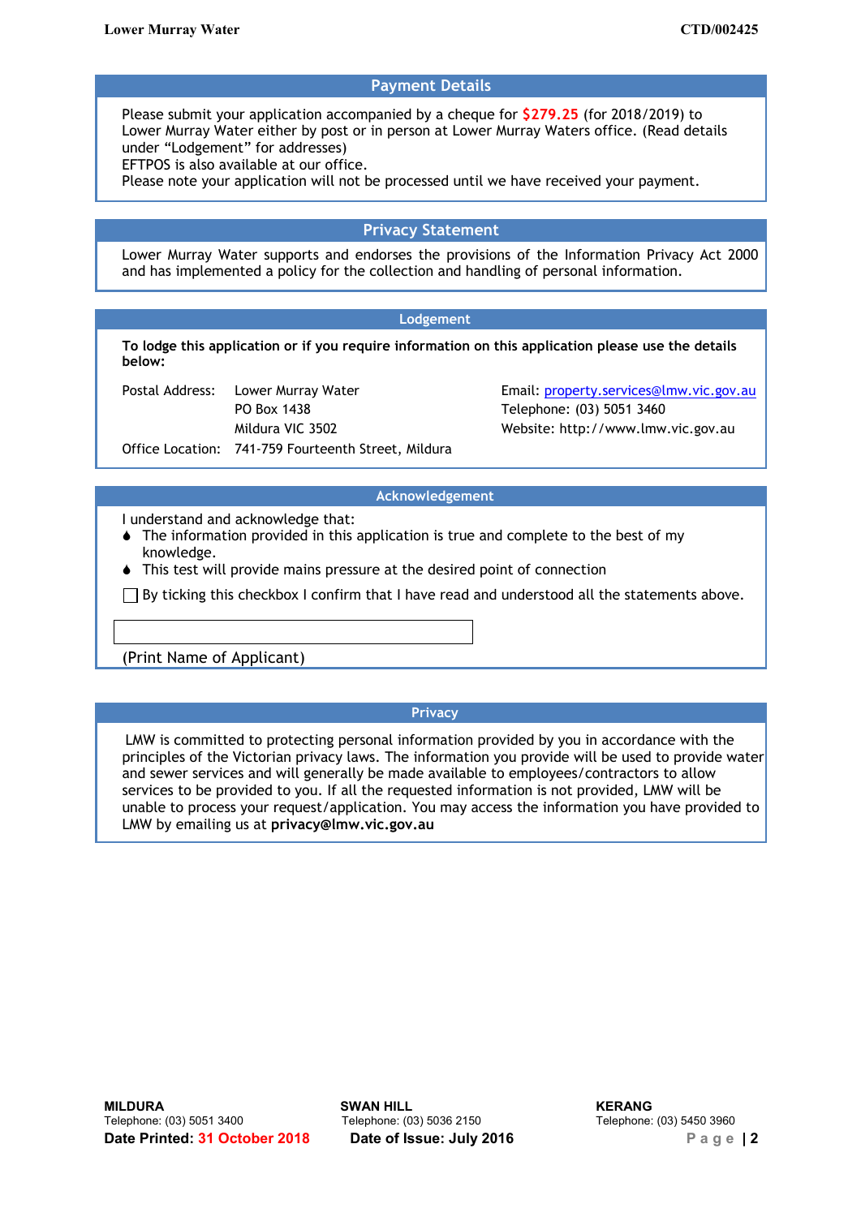## Payment Details

Please submit your application accompanied by a cheque for **$279.25** (for 2018/2019) to Lower Murray Water either by post or in person at Lower Murray Waters office. (Read details under "Lodgement" for addresses)
EFTPOS is also available at our office.
Please note your application will not be processed until we have received your payment.

## Privacy Statement

Lower Murray Water supports and endorses the provisions of the Information Privacy Act 2000 and has implemented a policy for the collection and handling of personal information.

## Lodgement

**To lodge this application or if you require information on this application please use the details below:**

Postal Address: Lower Murray Water
PO Box 1438
Mildura VIC 3502

Office Location: 741-759 Fourteenth Street, Mildura

Email: property.services@lmw.vic.gov.au
Telephone: (03) 5051 3460
Website: http://www.lmw.vic.gov.au

## Acknowledgement

I understand and acknowledge that:

- The information provided in this application is true and complete to the best of my knowledge.
- This test will provide mains pressure at the desired point of connection

☐ By ticking this checkbox I confirm that I have read and understood all the statements above.

(Print Name of Applicant)

## Privacy

LMW is committed to protecting personal information provided by you in accordance with the principles of the Victorian privacy laws. The information you provide will be used to provide water and sewer services and will generally be made available to employees/contractors to allow services to be provided to you. If all the requested information is not provided, LMW will be unable to process your request/application. You may access the information you have provided to LMW by emailing us at **privacy@lmw.vic.gov.au**

**MILDURA**
Telephone: (03) 5051 3400

**SWAN HILL**
Telephone: (03) 5036 2150

**KERANG**
Telephone: (03) 5450 3960

**Date Printed: 31 October 2018**

**Date of Issue: July 2016**